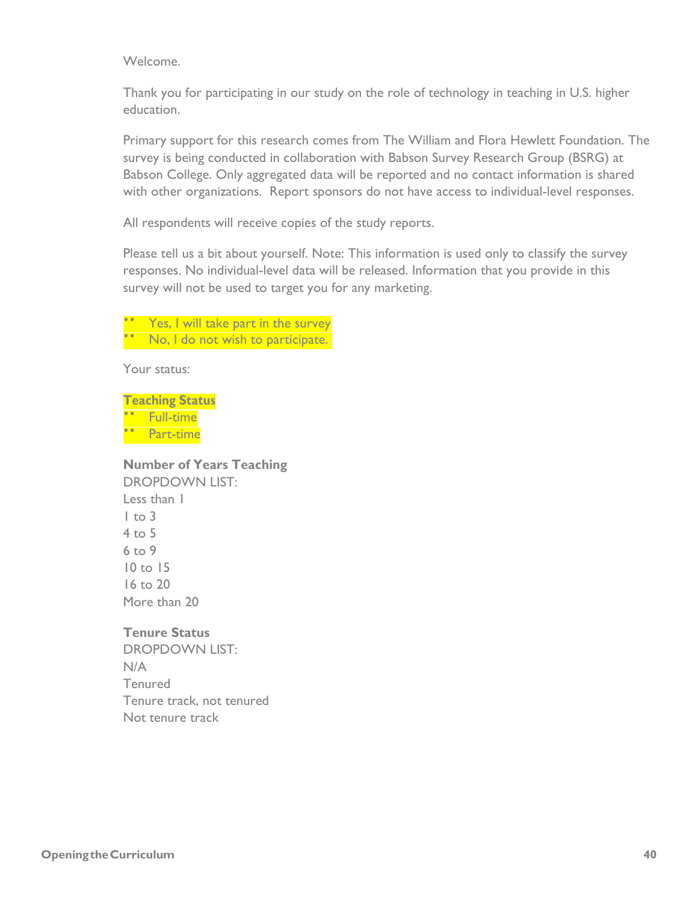Welcome.

Thank you for participating in our study on the role of technology in teaching in U.S. higher education.

Primary support for this research comes from The William and Flora Hewlett Foundation. The survey is being conducted in collaboration with Babson Survey Research Group (BSRG) at Babson College. Only aggregated data will be reported and no contact information is shared with other organizations. Report sponsors do not have access to individual-level responses.

All respondents will receive copies of the study reports.

Please tell us a bit about yourself. Note: This information is used only to classify the survey responses. No individual-level data will be released. Information that you provide in this survey will not be used to target you for any marketing.

- Yes, I will take part in the survey
- No, I do not wish to participate.

Your status:

**Teaching Status**

- Full-time
- Part-time

**Number of Years Teaching**

DROPDOWN LIST:
Less than 1
1 to 3
4 to 5
6 to 9
10 to 15
16 to 20
More than 20

**Tenure Status**

DROPDOWN LIST:
N/A
Tenured
Tenure track, not tenured
Not tenure track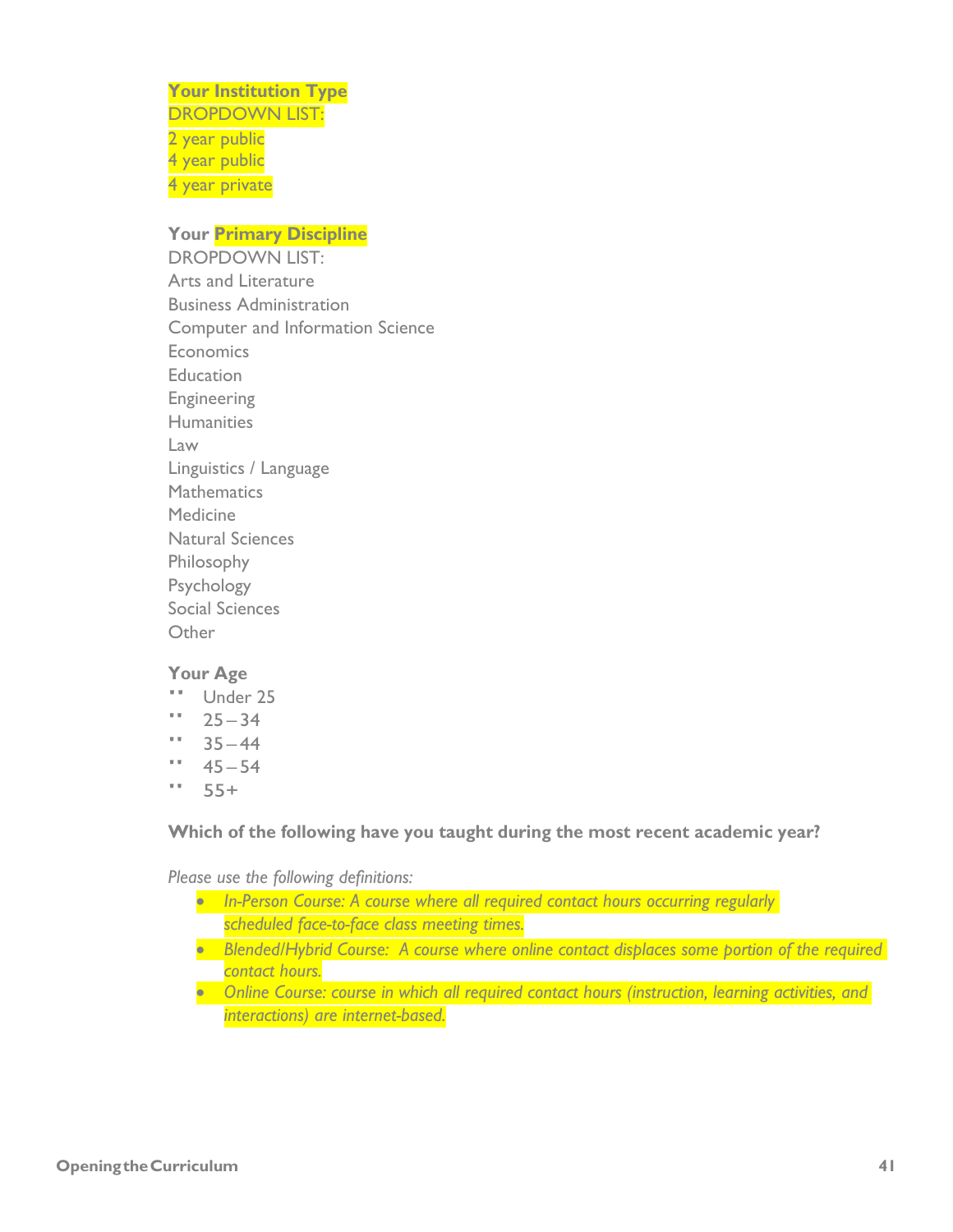**Your Institution Type**
DROPDOWN LIST:
2 year public
4 year public
4 year private

**Your Primary Discipline**
DROPDOWN LIST:
Arts and Literature
Business Administration
Computer and Information Science
Economics
Education
Engineering
Humanities
Law
Linguistics / Language
Mathematics
Medicine
Natural Sciences
Philosophy
Psychology
Social Sciences
Other

**Your Age**

- Under 25
- 25 – 34
- 35 – 44
- 45 – 54
- 55+

**Which of the following have you taught during the most recent academic year?**

*Please use the following definitions:*

- *In-Person Course: A course where all required contact hours occurring regularly scheduled face-to-face class meeting times.*
- *Blended/Hybrid Course: A course where online contact displaces some portion of the required contact hours.*
- *Online Course: course in which all required contact hours (instruction, learning activities, and interactions) are internet-based.*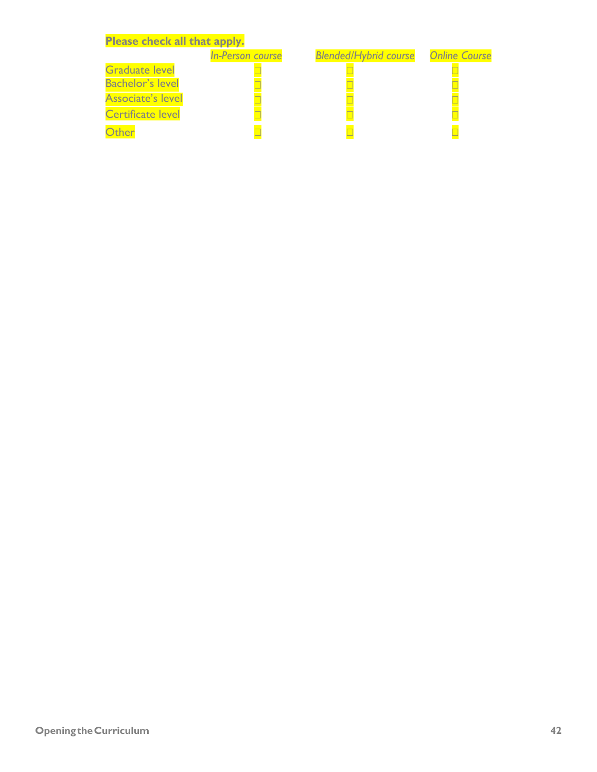**Please check all that apply.**

| | *In-Person course* | *Blended/Hybrid course* | *Online Course* |
|---|---|---|---|
| Graduate level | ☐ | ☐ | ☐ |
| Bachelor's level | ☐ | ☐ | ☐ |
| Associate's level | ☐ | ☐ | ☐ |
| Certificate level | ☐ | ☐ | ☐ |
| Other | ☐ | ☐ | ☐ |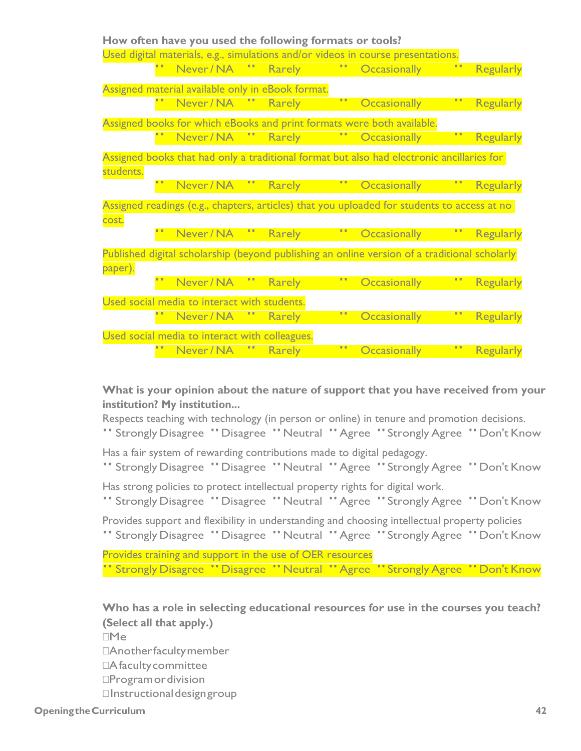**How often have you used the following formats or tools?**

Used digital materials, e.g., simulations and/or videos in course presentations.

- Never / NA
- Rarely
- Occasionally
- Regularly

Assigned material available only in eBook format.

- Never / NA
- Rarely
- Occasionally
- Regularly

Assigned books for which eBooks and print formats were both available.

- Never / NA
- Rarely
- Occasionally
- Regularly

Assigned books that had only a traditional format but also had electronic ancillaries for students.

- Never / NA
- Rarely
- Occasionally
- Regularly

Assigned readings (e.g., chapters, articles) that you uploaded for students to access at no cost.

- Never / NA
- Rarely
- Occasionally
- Regularly

Published digital scholarship (beyond publishing an online version of a traditional scholarly paper).

- Never / NA
- Rarely
- Occasionally
- Regularly

Used social media to interact with students.

- Never / NA
- Rarely
- Occasionally
- Regularly

Used social media to interact with colleagues.

- Never / NA
- Rarely
- Occasionally
- Regularly

**What is your opinion about the nature of support that you have received from your institution? My institution...**

Respects teaching with technology (in person or online) in tenure and promotion decisions.

- Strongly Disagree
- Disagree
- Neutral
- Agree
- Strongly Agree
- Don't Know

Has a fair system of rewarding contributions made to digital pedagogy.

- Strongly Disagree
- Disagree
- Neutral
- Agree
- Strongly Agree
- Don't Know

Has strong policies to protect intellectual property rights for digital work.

- Strongly Disagree
- Disagree
- Neutral
- Agree
- Strongly Agree
- Don't Know

Provides support and flexibility in understanding and choosing intellectual property policies

- Strongly Disagree
- Disagree
- Neutral
- Agree
- Strongly Agree
- Don't Know

Provides training and support in the use of OER resources

- Strongly Disagree
- Disagree
- Neutral
- Agree
- Strongly Agree
- Don't Know

**Who has a role in selecting educational resources for use in the courses you teach? (Select all that apply.)**

- ☐ Me
- ☐ Another faculty member
- ☐ A faculty committee
- ☐ Program or division
- ☐ Instructional design group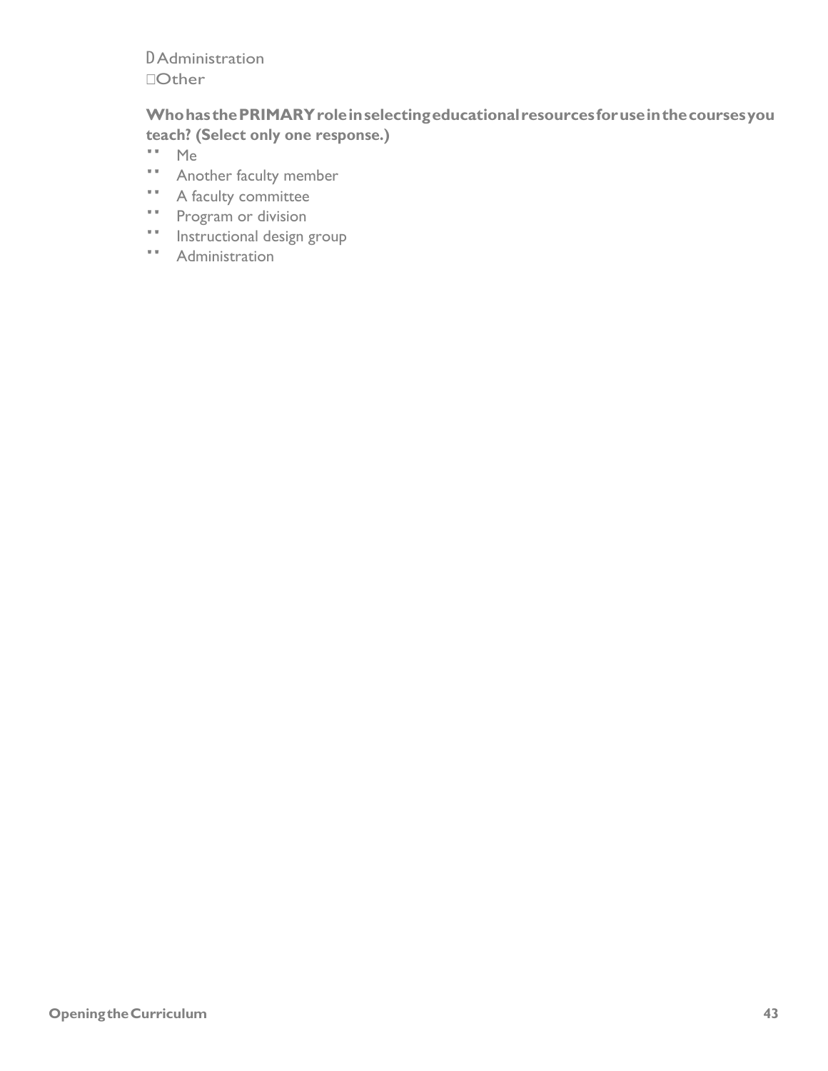- Administration
- Other

**Who has the PRIMARY role in selecting educational resources for use in the courses you teach? (Select only one response.)**

- Me
- Another faculty member
- A faculty committee
- Program or division
- Instructional design group
- Administration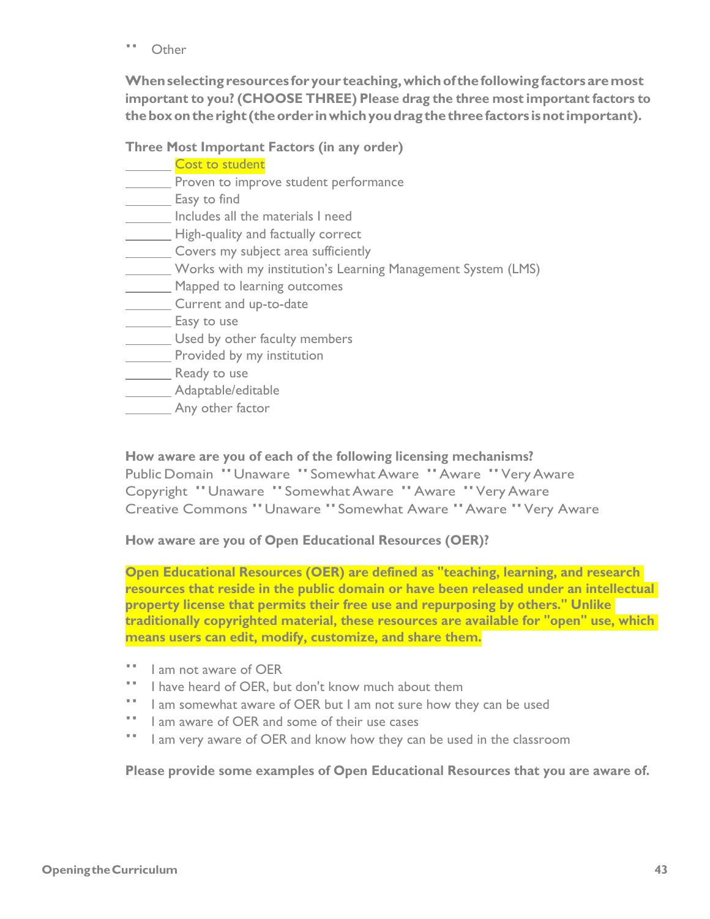- Other

**When selecting resources for your teaching, which of the following factors are most important to you? (CHOOSE THREE) Please drag the three most important factors to the box on the right (the order in which you drag the three factors is not important).**

**Three Most Important Factors (in any order)**

_______ Cost to student
_______ Proven to improve student performance
_______ Easy to find
_______ Includes all the materials I need
_______ High-quality and factually correct
_______ Covers my subject area sufficiently
_______ Works with my institution's Learning Management System (LMS)
_______ Mapped to learning outcomes
_______ Current and up-to-date
_______ Easy to use
_______ Used by other faculty members
_______ Provided by my institution
_______ Ready to use
_______ Adaptable/editable
_______ Any other factor

**How aware are you of each of the following licensing mechanisms?**

Public Domain - Unaware - Somewhat Aware - Aware - Very Aware
Copyright - Unaware - Somewhat Aware - Aware - Very Aware
Creative Commons - Unaware - Somewhat Aware - Aware - Very Aware

**How aware are you of Open Educational Resources (OER)?**

**Open Educational Resources (OER) are defined as "teaching, learning, and research resources that reside in the public domain or have been released under an intellectual property license that permits their free use and repurposing by others." Unlike traditionally copyrighted material, these resources are available for "open" use, which means users can edit, modify, customize, and share them.**

- I am not aware of OER
- I have heard of OER, but don't know much about them
- I am somewhat aware of OER but I am not sure how they can be used
- I am aware of OER and some of their use cases
- I am very aware of OER and know how they can be used in the classroom

**Please provide some examples of Open Educational Resources that you are aware of.**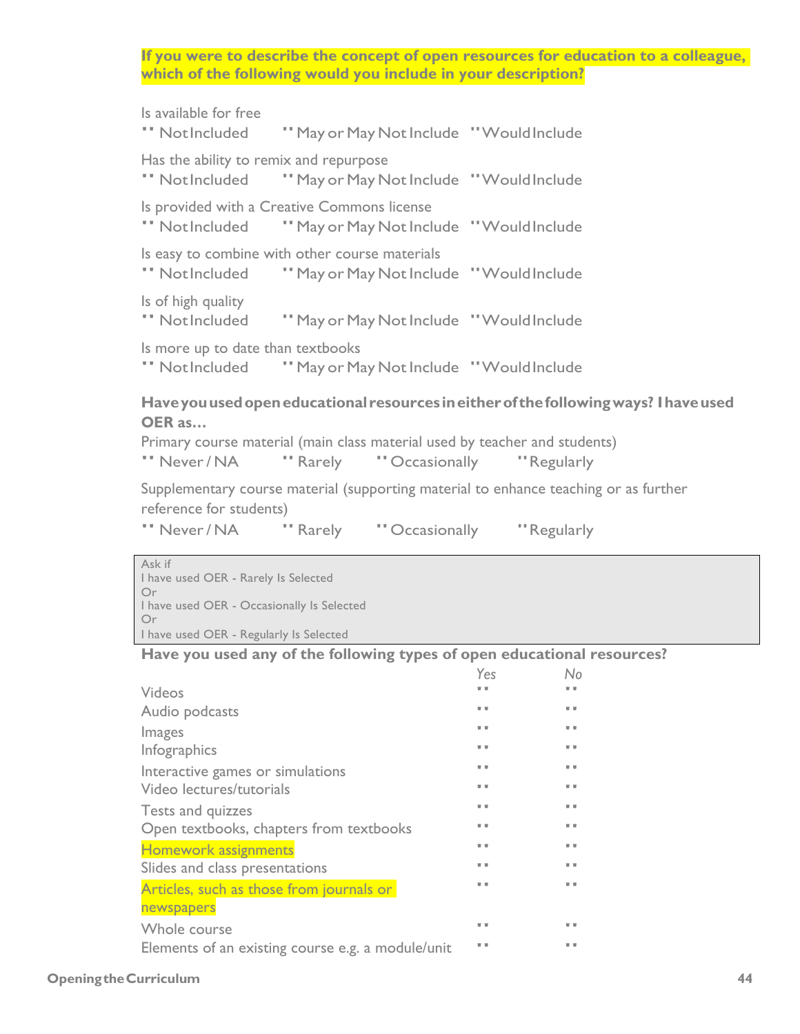**If you were to describe the concept of open resources for education to a colleague, which of the following would you include in your description?**

Is available for free
- Not Included
- May or May Not Include
- Would Include

Has the ability to remix and repurpose
- Not Included
- May or May Not Include
- Would Include

Is provided with a Creative Commons license
- Not Included
- May or May Not Include
- Would Include

Is easy to combine with other course materials
- Not Included
- May or May Not Include
- Would Include

Is of high quality
- Not Included
- May or May Not Include
- Would Include

Is more up to date than textbooks
- Not Included
- May or May Not Include
- Would Include

**Have you used open educational resources in either of the following ways? I have used OER as...**

Primary course material (main class material used by teacher and students)
- Never / NA
- Rarely
- Occasionally
- Regularly

Supplementary course material (supporting material to enhance teaching or as further reference for students)
- Never / NA
- Rarely
- Occasionally
- Regularly

Ask if
I have used OER - Rarely Is Selected
Or
I have used OER - Occasionally Is Selected
Or
I have used OER - Regularly Is Selected

**Have you used any of the following types of open educational resources?**

| | *Yes* | *No* |
|---|---|---|
| Videos | | |
| Audio podcasts | | |
| Images | | |
| Infographics | | |
| Interactive games or simulations | | |
| Video lectures/tutorials | | |
| Tests and quizzes | | |
| Open textbooks, chapters from textbooks | | |
| Homework assignments | | |
| Slides and class presentations | | |
| Articles, such as those from journals or newspapers | | |
| Whole course | | |
| Elements of an existing course e.g. a module/unit | | |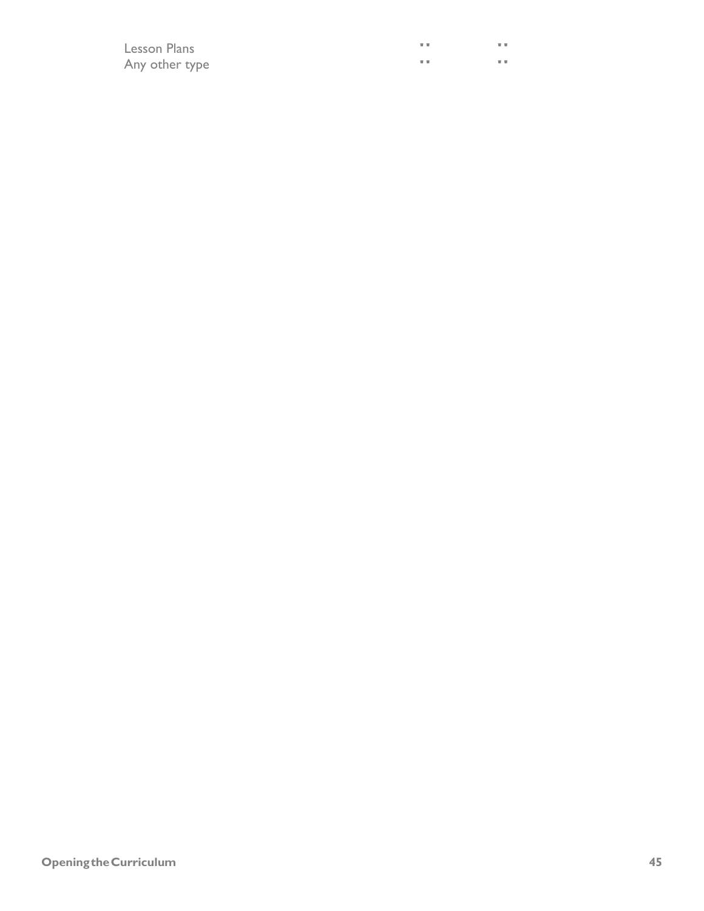| | | |
|---|---|---|
| Lesson Plans | ▪▪ | ▪▪ |
| Any other type | ▪▪ | ▪▪ |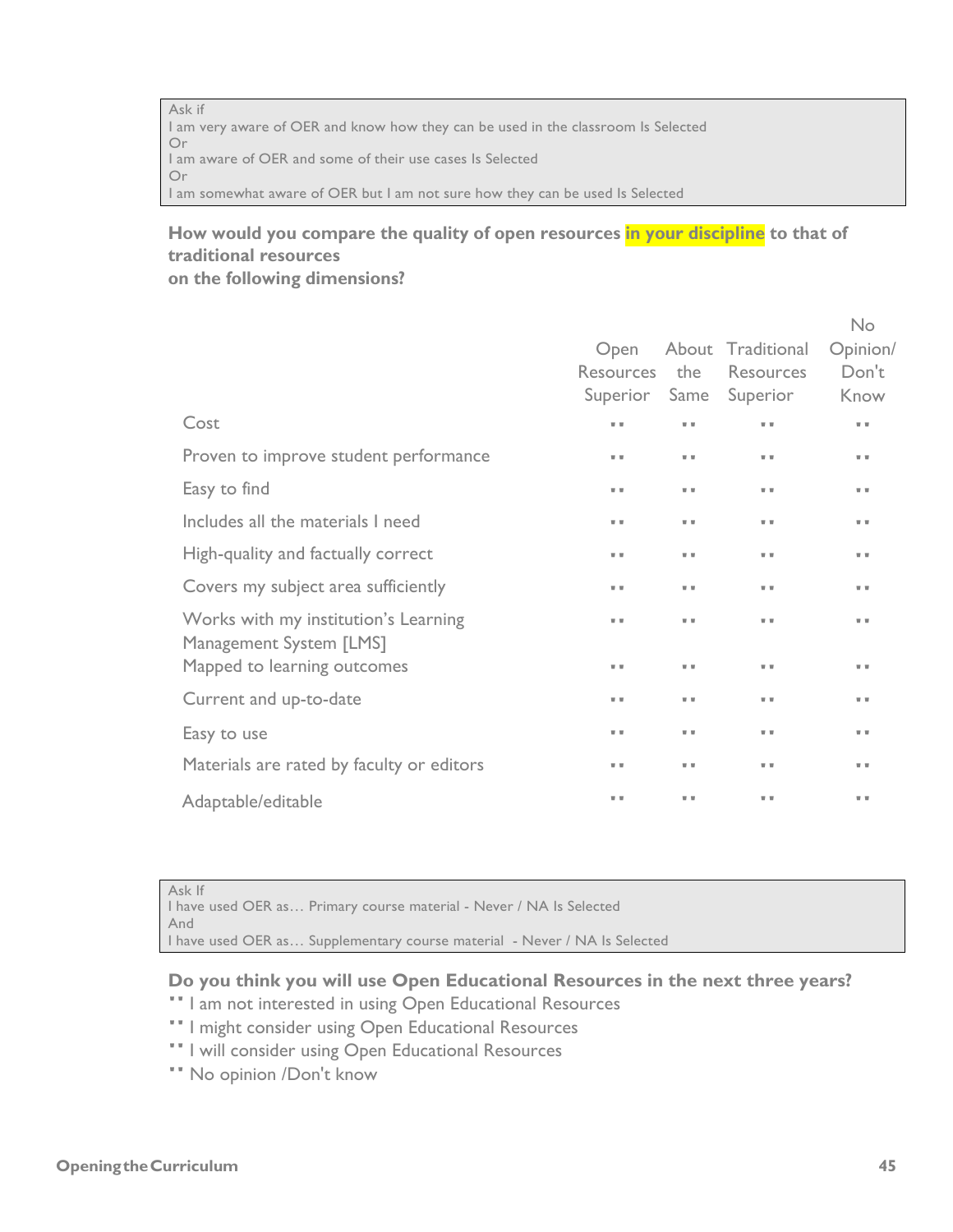Ask if
I am very aware of OER and know how they can be used in the classroom Is Selected
Or
I am aware of OER and some of their use cases Is Selected
Or
I am somewhat aware of OER but I am not sure how they can be used Is Selected

**How would you compare the quality of open resources in your discipline to that of traditional resources on the following dimensions?**

| | Open Resources Superior | About the Same | Traditional Resources Superior | No Opinion/ Don't Know |
|---|---|---|---|---|
| Cost | ▪▪ | ▪▪ | ▪▪ | ▪▪ |
| Proven to improve student performance | ▪▪ | ▪▪ | ▪▪ | ▪▪ |
| Easy to find | ▪▪ | ▪▪ | ▪▪ | ▪▪ |
| Includes all the materials I need | ▪▪ | ▪▪ | ▪▪ | ▪▪ |
| High-quality and factually correct | ▪▪ | ▪▪ | ▪▪ | ▪▪ |
| Covers my subject area sufficiently | ▪▪ | ▪▪ | ▪▪ | ▪▪ |
| Works with my institution's Learning Management System [LMS] | ▪▪ | ▪▪ | ▪▪ | ▪▪ |
| Mapped to learning outcomes | ▪▪ | ▪▪ | ▪▪ | ▪▪ |
| Current and up-to-date | ▪▪ | ▪▪ | ▪▪ | ▪▪ |
| Easy to use | ▪▪ | ▪▪ | ▪▪ | ▪▪ |
| Materials are rated by faculty or editors | ▪▪ | ▪▪ | ▪▪ | ▪▪ |
| Adaptable/editable | ▪▪ | ▪▪ | ▪▪ | ▪▪ |

Ask If
I have used OER as… Primary course material - Never / NA Is Selected
And
I have used OER as… Supplementary course material - Never / NA Is Selected

**Do you think you will use Open Educational Resources in the next three years?**

- I am not interested in using Open Educational Resources
- I might consider using Open Educational Resources
- I will consider using Open Educational Resources
- No opinion /Don't know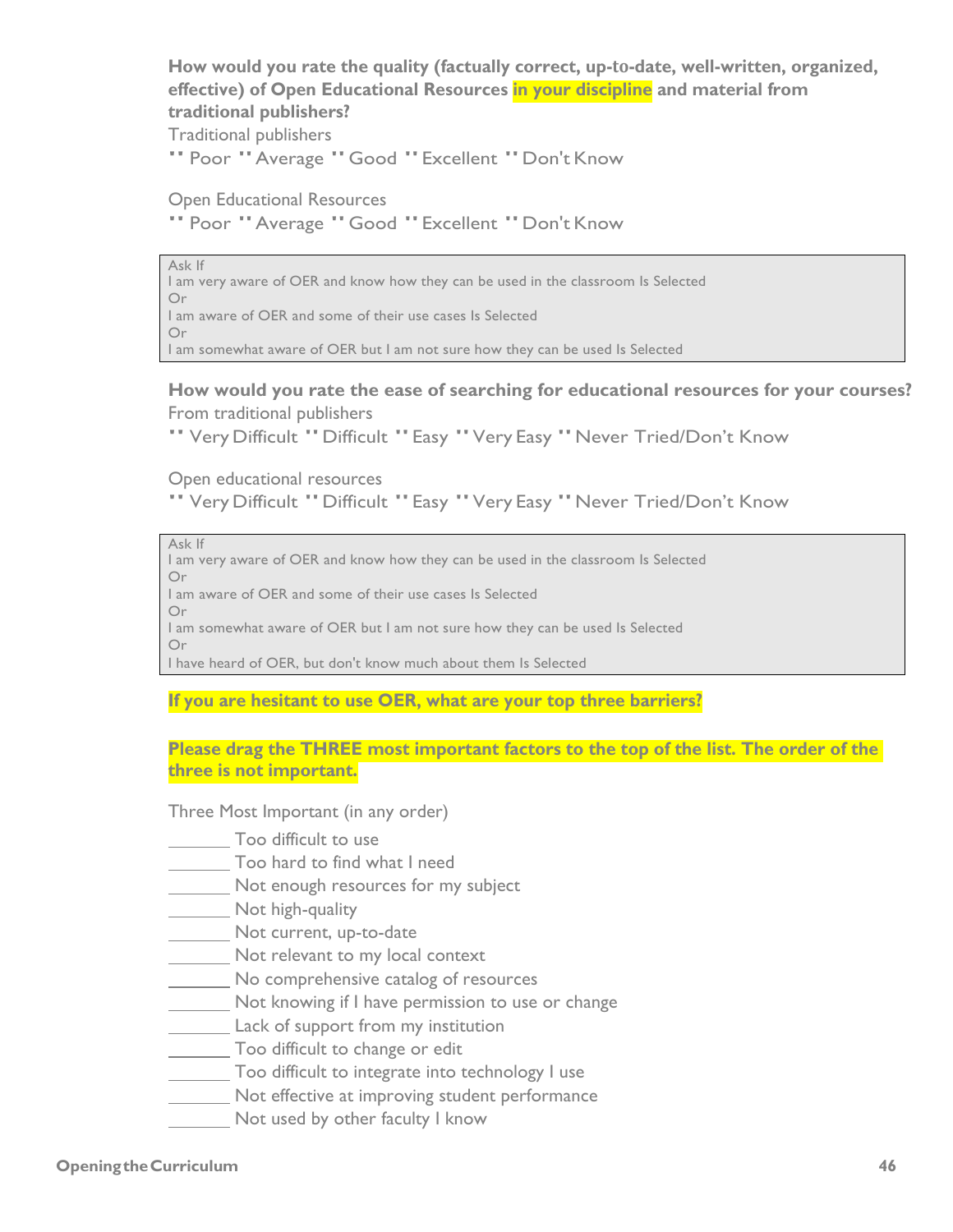**How would you rate the quality (factually correct, up-to-date, well-written, organized, effective) of Open Educational Resources in your discipline and material from traditional publishers?**

Traditional publishers

" Poor " Average " Good " Excellent " Don't Know

Open Educational Resources

" Poor " Average " Good " Excellent " Don't Know

> Ask If
> I am very aware of OER and know how they can be used in the classroom Is Selected
> Or
> I am aware of OER and some of their use cases Is Selected
> Or
> I am somewhat aware of OER but I am not sure how they can be used Is Selected

**How would you rate the ease of searching for educational resources for your courses?**

From traditional publishers

" Very Difficult " Difficult " Easy " Very Easy " Never Tried/Don't Know

Open educational resources

" Very Difficult " Difficult " Easy " Very Easy " Never Tried/Don't Know

> Ask If
> I am very aware of OER and know how they can be used in the classroom Is Selected
> Or
> I am aware of OER and some of their use cases Is Selected
> Or
> I am somewhat aware of OER but I am not sure how they can be used Is Selected
> Or
> I have heard of OER, but don't know much about them Is Selected

**If you are hesitant to use OER, what are your top three barriers?**

**Please drag the THREE most important factors to the top of the list. The order of the three is not important.**

Three Most Important (in any order)

_______ Too difficult to use
_______ Too hard to find what I need
_______ Not enough resources for my subject
_______ Not high-quality
_______ Not current, up-to-date
_______ Not relevant to my local context
_______ No comprehensive catalog of resources
_______ Not knowing if I have permission to use or change
_______ Lack of support from my institution
_______ Too difficult to change or edit
_______ Too difficult to integrate into technology I use
_______ Not effective at improving student performance
_______ Not used by other faculty I know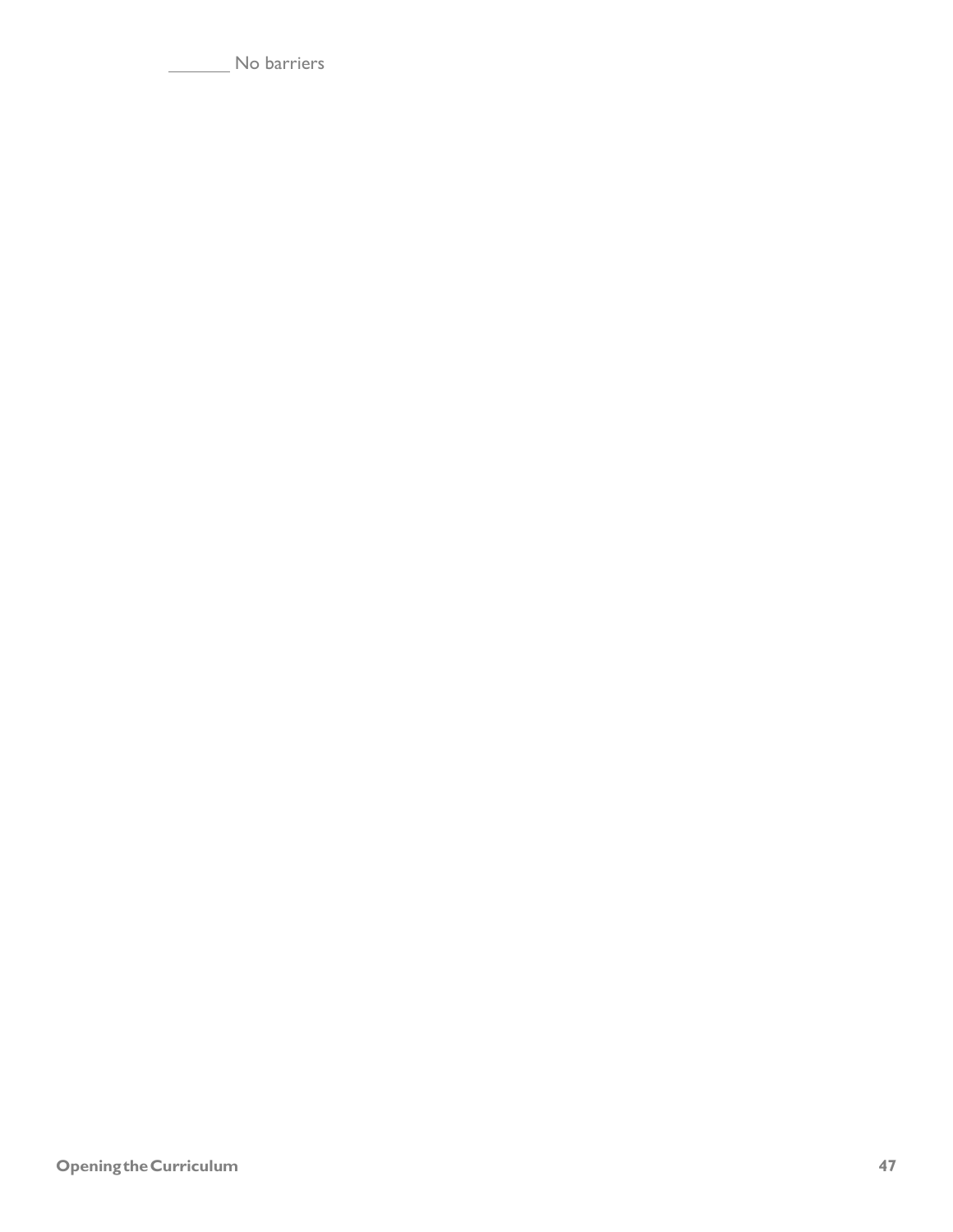_______ No barriers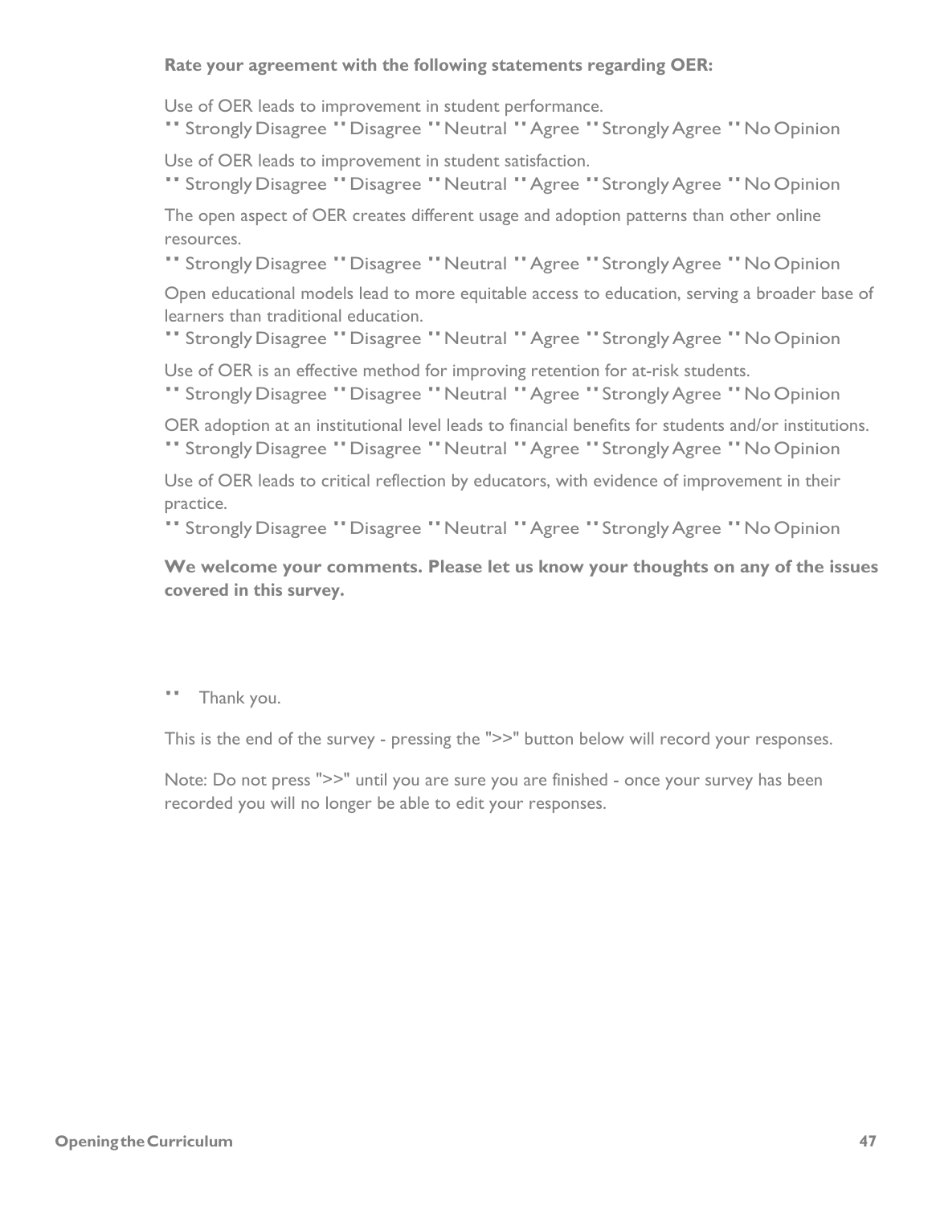**Rate your agreement with the following statements regarding OER:**

Use of OER leads to improvement in student performance.

" Strongly Disagree " Disagree " Neutral " Agree " Strongly Agree " No Opinion

Use of OER leads to improvement in student satisfaction.

" Strongly Disagree " Disagree " Neutral " Agree " Strongly Agree " No Opinion

The open aspect of OER creates different usage and adoption patterns than other online resources.

" Strongly Disagree " Disagree " Neutral " Agree " Strongly Agree " No Opinion

Open educational models lead to more equitable access to education, serving a broader base of learners than traditional education.

" Strongly Disagree " Disagree " Neutral " Agree " Strongly Agree " No Opinion

Use of OER is an effective method for improving retention for at-risk students.

" Strongly Disagree " Disagree " Neutral " Agree " Strongly Agree " No Opinion

OER adoption at an institutional level leads to financial benefits for students and/or institutions.

" Strongly Disagree " Disagree " Neutral " Agree " Strongly Agree " No Opinion

Use of OER leads to critical reflection by educators, with evidence of improvement in their practice.

" Strongly Disagree " Disagree " Neutral " Agree " Strongly Agree " No Opinion

**We welcome your comments. Please let us know your thoughts on any of the issues covered in this survey.**

" Thank you.

This is the end of the survey - pressing the ">>" button below will record your responses.

Note: Do not press ">>" until you are sure you are finished - once your survey has been recorded you will no longer be able to edit your responses.